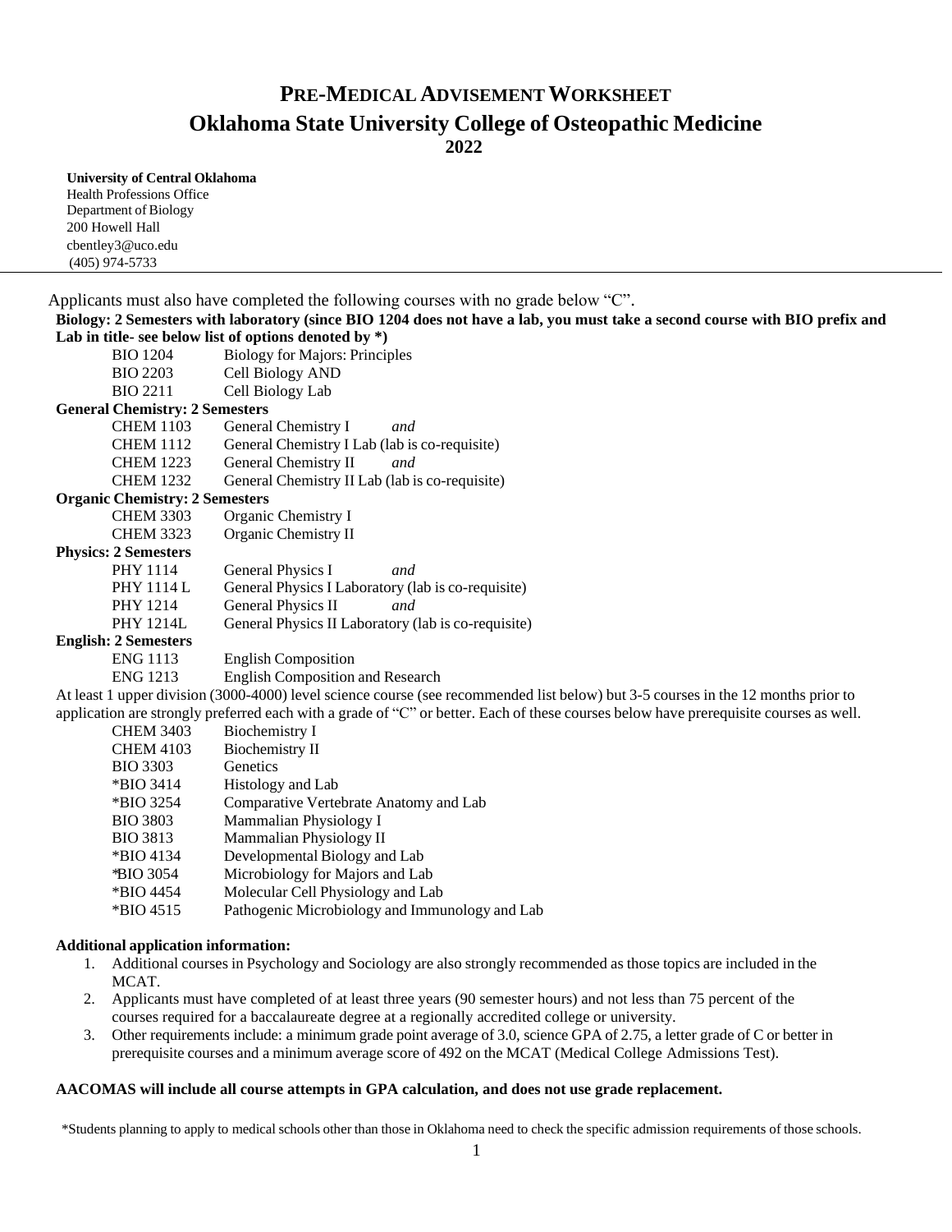# PRE-MEDICAL ADVISEMENT WORKSHEET

# Oklahoma State University College of Osteopathic Medicine

## 2022

**University of Central Oklahoma**
Health Professions Office
Department of Biology
200 Howell Hall
cbentley3@uco.edu
(405) 974-5733

---

Applicants must also have completed the following courses with no grade below "C".

**Biology: 2 Semesters with laboratory (since BIO 1204 does not have a lab, you must take a second course with BIO prefix and Lab in title- see below list of options denoted by \*)**

| | |
|---|---|
| BIO 1204 | Biology for Majors: Principles |
| BIO 2203 | Cell Biology AND |
| BIO 2211 | Cell Biology Lab |

**General Chemistry: 2 Semesters**

| | |
|---|---|
| CHEM 1103 | General Chemistry I *and* |
| CHEM 1112 | General Chemistry I Lab (lab is co-requisite) |
| CHEM 1223 | General Chemistry II *and* |
| CHEM 1232 | General Chemistry II Lab (lab is co-requisite) |

**Organic Chemistry: 2 Semesters**

| | |
|---|---|
| CHEM 3303 | Organic Chemistry I |
| CHEM 3323 | Organic Chemistry II |

**Physics: 2 Semesters**

| | |
|---|---|
| PHY 1114 | General Physics I *and* |
| PHY 1114 L | General Physics I Laboratory (lab is co-requisite) |
| PHY 1214 | General Physics II *and* |
| PHY 1214L | General Physics II Laboratory (lab is co-requisite) |

**English: 2 Semesters**

| | |
|---|---|
| ENG 1113 | English Composition |
| ENG 1213 | English Composition and Research |

At least 1 upper division (3000-4000) level science course (see recommended list below) but 3-5 courses in the 12 months prior to application are strongly preferred each with a grade of "C" or better. Each of these courses below have prerequisite courses as well.

| | |
|---|---|
| CHEM 3403 | Biochemistry I |
| CHEM 4103 | Biochemistry II |
| BIO 3303 | Genetics |
| *BIO 3414 | Histology and Lab |
| *BIO 3254 | Comparative Vertebrate Anatomy and Lab |
| BIO 3803 | Mammalian Physiology I |
| BIO 3813 | Mammalian Physiology II |
| *BIO 4134 | Developmental Biology and Lab |
| *BIO 3054 | Microbiology for Majors and Lab |
| *BIO 4454 | Molecular Cell Physiology and Lab |
| *BIO 4515 | Pathogenic Microbiology and Immunology and Lab |

**Additional application information:**

1. Additional courses in Psychology and Sociology are also strongly recommended as those topics are included in the MCAT.
2. Applicants must have completed of at least three years (90 semester hours) and not less than 75 percent of the courses required for a baccalaureate degree at a regionally accredited college or university.
3. Other requirements include: a minimum grade point average of 3.0, science GPA of 2.75, a letter grade of C or better in prerequisite courses and a minimum average score of 492 on the MCAT (Medical College Admissions Test).

**AACOMAS will include all course attempts in GPA calculation, and does not use grade replacement.**

*Students planning to apply to medical schools other than those in Oklahoma need to check the specific admission requirements of those schools.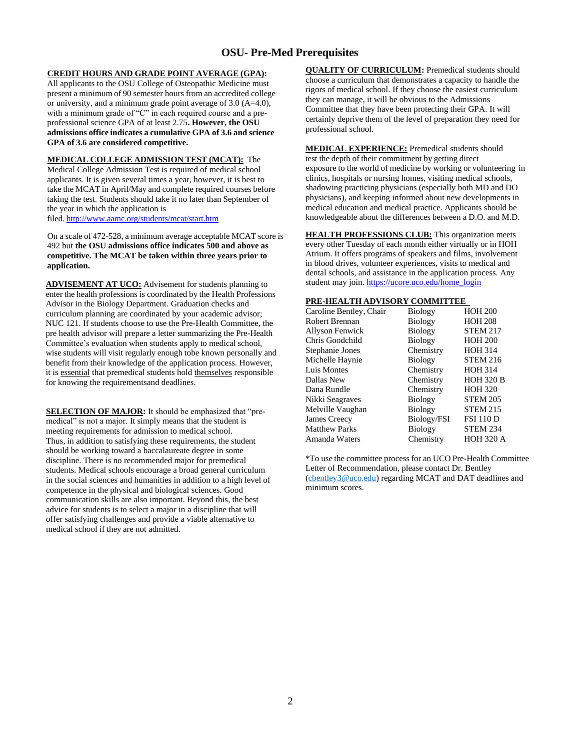# OSU- Pre-Med Prerequisites

**CREDIT HOURS AND GRADE POINT AVERAGE (GPA):**
All applicants to the OSU College of Osteopathic Medicine must present a minimum of 90 semester hours from an accredited college or university, and a minimum grade point average of 3.0 (A=4.0), with a minimum grade of "C" in each required course and a pre-professional science GPA of at least 2.75**. However, the OSU admissions office indicates a cumulative GPA of 3.6 and science GPA of 3.6 are considered competitive.**

**MEDICAL COLLEGE ADMISSION TEST (MCAT):** The Medical College Admission Test is required of medical school applicants. It is given several times a year, however, it is best to take the MCAT in April/May and complete required courses before taking the test. Students should take it no later than September of the year in which the application is filed. http://www.aamc.org/students/mcat/start.htm

On a scale of 472-528, a minimum average acceptable MCAT score is 492 but **the OSU admissions office indicates 500 and above as competitive. The MCAT be taken within three years prior to application.**

**ADVISEMENT AT UCO:** Advisement for students planning to enter the health professions is coordinated by the Health Professions Advisor in the Biology Department. Graduation checks and curriculum planning are coordinated by your academic advisor; NUC 121. If students choose to use the Pre-Health Committee, the pre health advisor will prepare a letter summarizing the Pre-Health Committee's evaluation when students apply to medical school, wise students will visit regularly enough tobe known personally and benefit from their knowledge of the application process. However, it is essential that premedical students hold themselves responsible for knowing the requirementsand deadlines.

**SELECTION OF MAJOR:** It should be emphasized that "pre-medical" is not a major. It simply means that the student is meeting requirements for admission to medical school. Thus, in addition to satisfying these requirements, the student should be working toward a baccalaureate degree in some discipline. There is no recommended major for premedical students. Medical schools encourage a broad general curriculum in the social sciences and humanities in addition to a high level of competence in the physical and biological sciences. Good communication skills are also important. Beyond this, the best advice for students is to select a major in a discipline that will offer satisfying challenges and provide a viable alternative to medical school if they are not admitted.

**QUALITY OF CURRICULUM:** Premedical students should choose a curriculum that demonstrates a capacity to handle the rigors of medical school. If they choose the easiest curriculum they can manage, it will be obvious to the Admissions Committee that they have been protecting their GPA. It will certainly deprive them of the level of preparation they need for professional school.

**MEDICAL EXPERIENCE:** Premedical students should test the depth of their commitment by getting direct exposure to the world of medicine by working or volunteering in clinics, hospitals or nursing homes, visiting medical schools, shadowing practicing physicians (especially both MD and DO physicians), and keeping informed about new developments in medical education and medical practice. Applicants should be knowledgeable about the differences between a D.O. and M.D.

**HEALTH PROFESSIONS CLUB:** This organization meets every other Tuesday of each month either virtually or in HOH Atrium. It offers programs of speakers and films, involvement in blood drives, volunteer experiences, visits to medical and dental schools, and assistance in the application process. Any student may join. https://ucore.uco.edu/home_login

**PRE-HEALTH ADVISORY COMMITTEE**

| Name | Department | Office |
|---|---|---|
| Caroline Bentley, Chair | Biology | HOH 200 |
| Robert Brennan | Biology | HOH 208 |
| Allyson Fenwick | Biology | STEM 217 |
| Chris Goodchild | Biology | HOH 200 |
| Stephanie Jones | Chemistry | HOH 314 |
| Michelle Haynie | Biology | STEM 216 |
| Luis Montes | Chemistry | HOH 314 |
| Dallas New | Chemistry | HOH 320 B |
| Dana Rundle | Chemistry | HOH 320 |
| Nikki Seagraves | Biology | STEM 205 |
| Melville Vaughan | Biology | STEM 215 |
| James Creecy | Biology/FSI | FSI 110 D |
| Matthew Parks | Biology | STEM 234 |
| Amanda Waters | Chemistry | HOH 320 A |

*To use the committee process for an UCO Pre-Health Committee Letter of Recommendation, please contact Dr. Bentley (cbentley3@uco.edu) regarding MCAT and DAT deadlines and minimum scores.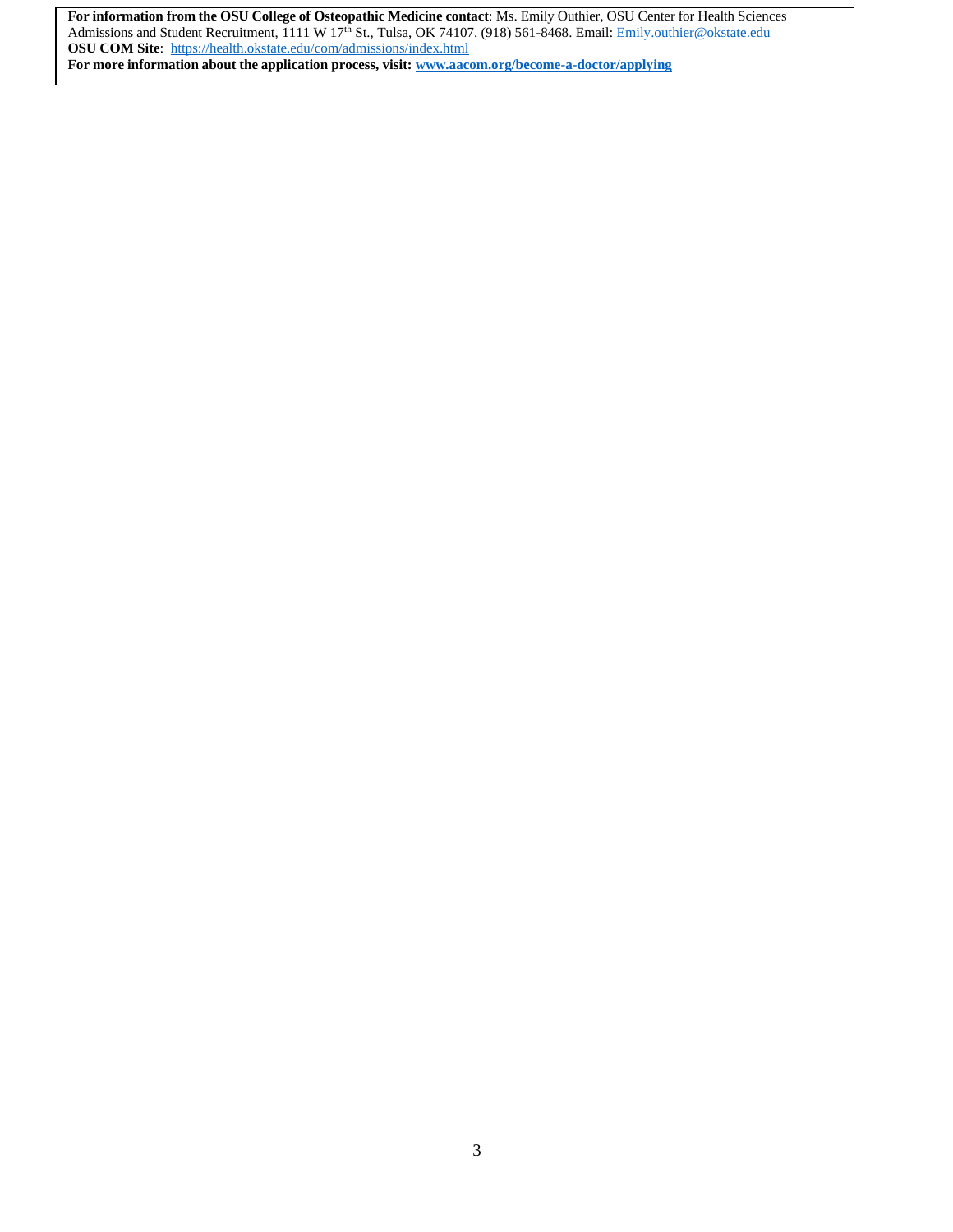**For information from the OSU College of Osteopathic Medicine contact**: Ms. Emily Outhier, OSU Center for Health Sciences Admissions and Student Recruitment, 1111 W 17th St., Tulsa, OK 74107. (918) 561-8468. Email: Emily.outhier@okstate.edu
**OSU COM Site**: https://health.okstate.edu/com/admissions/index.html
**For more information about the application process, visit: www.aacom.org/become-a-doctor/applying**